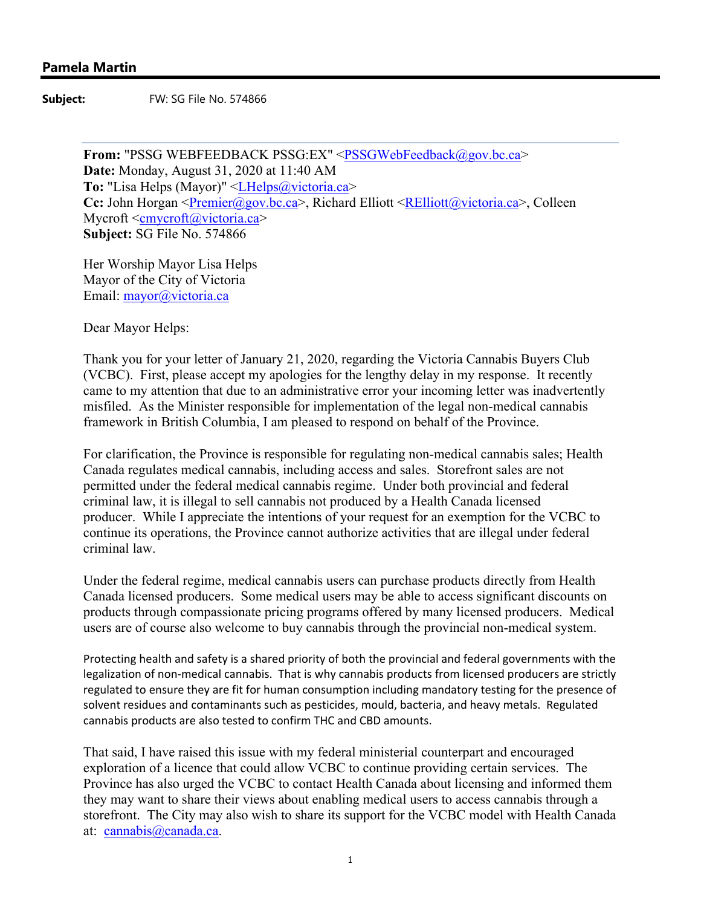## Pamela Martin

**Subject:** FW: SG File No. 574866

**From:** "PSSG WEBFEEDBACK PSSG:EX" <PSSGWebFeedback@gov.bc.ca>
**Date:** Monday, August 31, 2020 at 11:40 AM
**To:** "Lisa Helps (Mayor)" <LHelps@victoria.ca>
**Cc:** John Horgan <Premier@gov.bc.ca>, Richard Elliott <RElliott@victoria.ca>, Colleen Mycroft <cmycroft@victoria.ca>
**Subject:** SG File No. 574866

Her Worship Mayor Lisa Helps
Mayor of the City of Victoria
Email: mayor@victoria.ca

Dear Mayor Helps:

Thank you for your letter of January 21, 2020, regarding the Victoria Cannabis Buyers Club (VCBC). First, please accept my apologies for the lengthy delay in my response. It recently came to my attention that due to an administrative error your incoming letter was inadvertently misfiled. As the Minister responsible for implementation of the legal non-medical cannabis framework in British Columbia, I am pleased to respond on behalf of the Province.

For clarification, the Province is responsible for regulating non-medical cannabis sales; Health Canada regulates medical cannabis, including access and sales. Storefront sales are not permitted under the federal medical cannabis regime. Under both provincial and federal criminal law, it is illegal to sell cannabis not produced by a Health Canada licensed producer. While I appreciate the intentions of your request for an exemption for the VCBC to continue its operations, the Province cannot authorize activities that are illegal under federal criminal law.

Under the federal regime, medical cannabis users can purchase products directly from Health Canada licensed producers. Some medical users may be able to access significant discounts on products through compassionate pricing programs offered by many licensed producers. Medical users are of course also welcome to buy cannabis through the provincial non-medical system.

Protecting health and safety is a shared priority of both the provincial and federal governments with the legalization of non-medical cannabis. That is why cannabis products from licensed producers are strictly regulated to ensure they are fit for human consumption including mandatory testing for the presence of solvent residues and contaminants such as pesticides, mould, bacteria, and heavy metals. Regulated cannabis products are also tested to confirm THC and CBD amounts.

That said, I have raised this issue with my federal ministerial counterpart and encouraged exploration of a licence that could allow VCBC to continue providing certain services. The Province has also urged the VCBC to contact Health Canada about licensing and informed them they may want to share their views about enabling medical users to access cannabis through a storefront. The City may also wish to share its support for the VCBC model with Health Canada at: cannabis@canada.ca.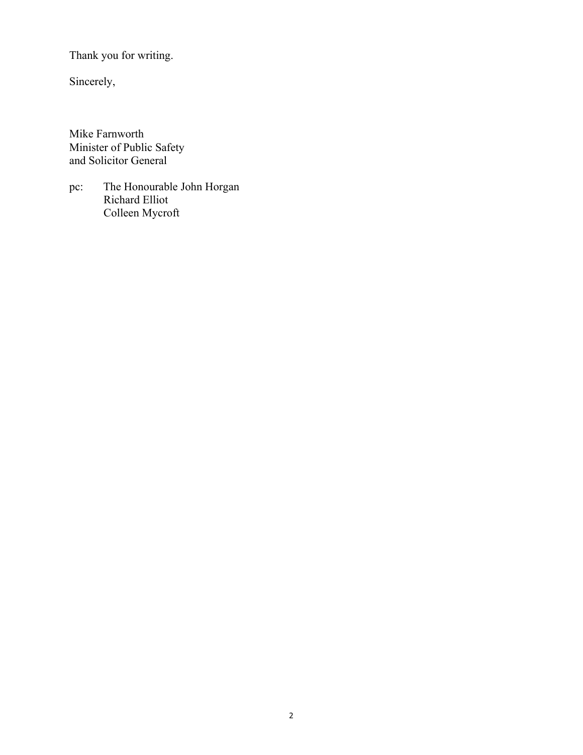Thank you for writing.

Sincerely,

Mike Farnworth
Minister of Public Safety
and Solicitor General

pc: The Honourable John Horgan
Richard Elliot
Colleen Mycroft